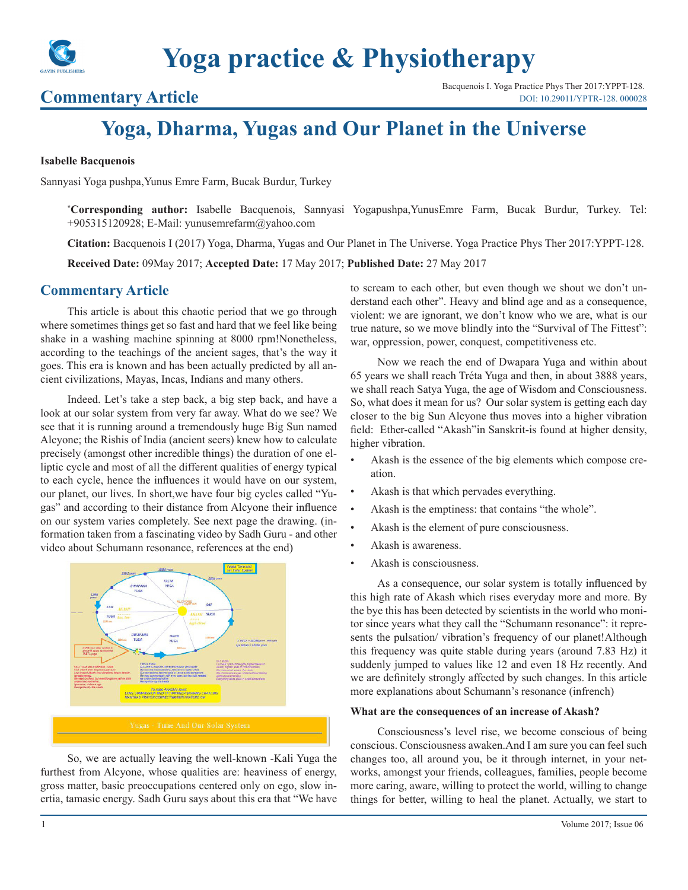# Yoga practice & Physiotherapy

## Commentary Article

Bacquenois I. Yoga Practice Phys Ther 2017:YPPT-128.
DOI: 10.29011/YPTR-128. 000028

# Yoga, Dharma, Yugas and Our Planet in the Universe

**Isabelle Bacquenois**

Sannyasi Yoga pushpa,Yunus Emre Farm, Bucak Burdur, Turkey

***Corresponding author:** Isabelle Bacquenois, Sannyasi Yogapushpa,YunusEmre Farm, Bucak Burdur, Turkey. Tel: +905315120928; E-Mail: yunusemrefarm@yahoo.com

**Citation:** Bacquenois I (2017) Yoga, Dharma, Yugas and Our Planet in The Universe. Yoga Practice Phys Ther 2017:YPPT-128.

**Received Date:** 09May 2017; **Accepted Date:** 17 May 2017; **Published Date:** 27 May 2017

## Commentary Article

This article is about this chaotic period that we go through where sometimes things get so fast and hard that we feel like being shake in a washing machine spinning at 8000 rpm!Nonetheless, according to the teachings of the ancient sages, that's the way it goes. This era is known and has been actually predicted by all ancient civilizations, Mayas, Incas, Indians and many others.

Indeed. Let's take a step back, a big step back, and have a look at our solar system from very far away. What do we see? We see that it is running around a tremendously huge Big Sun named Alcyone; the Rishis of India (ancient seers) knew how to calculate precisely (amongst other incredible things) the duration of one elliptic cycle and most of all the different qualities of energy typical to each cycle, hence the influences it would have on our system, our planet, our lives. In short,we have four big cycles called "Yugas" and according to their distance from Alcyone their influence on our system varies completely. See next page the drawing. (information taken from a fascinating video by Sadh Guru - and other video about Schumann resonance, references at the end)

Yugas - Time And Our Solar System

So, we are actually leaving the well-known -Kali Yuga the furthest from Alcyone, whose qualities are: heaviness of energy, gross matter, basic preoccupations centered only on ego, slow inertia, tamasic energy. Sadh Guru says about this era that "We have to scream to each other, but even though we shout we don't understand each other". Heavy and blind age and as a consequence, violent: we are ignorant, we don't know who we are, what is our true nature, so we move blindly into the "Survival of The Fittest": war, oppression, power, conquest, competitiveness etc.

Now we reach the end of Dwapara Yuga and within about 65 years we shall reach Tréta Yuga and then, in about 3888 years, we shall reach Satya Yuga, the age of Wisdom and Consciousness. So, what does it mean for us? Our solar system is getting each day closer to the big Sun Alcyone thus moves into a higher vibration field: Ether-called "Akash"in Sanskrit-is found at higher density, higher vibration.

- Akash is the essence of the big elements which compose creation.
- Akash is that which pervades everything.
- Akash is the emptiness: that contains "the whole".
- Akash is the element of pure consciousness.
- Akash is awareness.
- Akash is consciousness.

As a consequence, our solar system is totally influenced by this high rate of Akash which rises everyday more and more. By the bye this has been detected by scientists in the world who monitor since years what they call the "Schumann resonance": it represents the pulsation/ vibration's frequency of our planet!Although this frequency was quite stable during years (around 7.83 Hz) it suddenly jumped to values like 12 and even 18 Hz recently. And we are definitely strongly affected by such changes. In this article more explanations about Schumann's resonance (infrench)

**What are the consequences of an increase of Akash?**

Consciousness's level rise, we become conscious of being conscious. Consciousness awaken.And I am sure you can feel such changes too, all around you, be it through internet, in your networks, amongst your friends, colleagues, families, people become more caring, aware, willing to protect the world, willing to change things for better, willing to heal the planet. Actually, we start to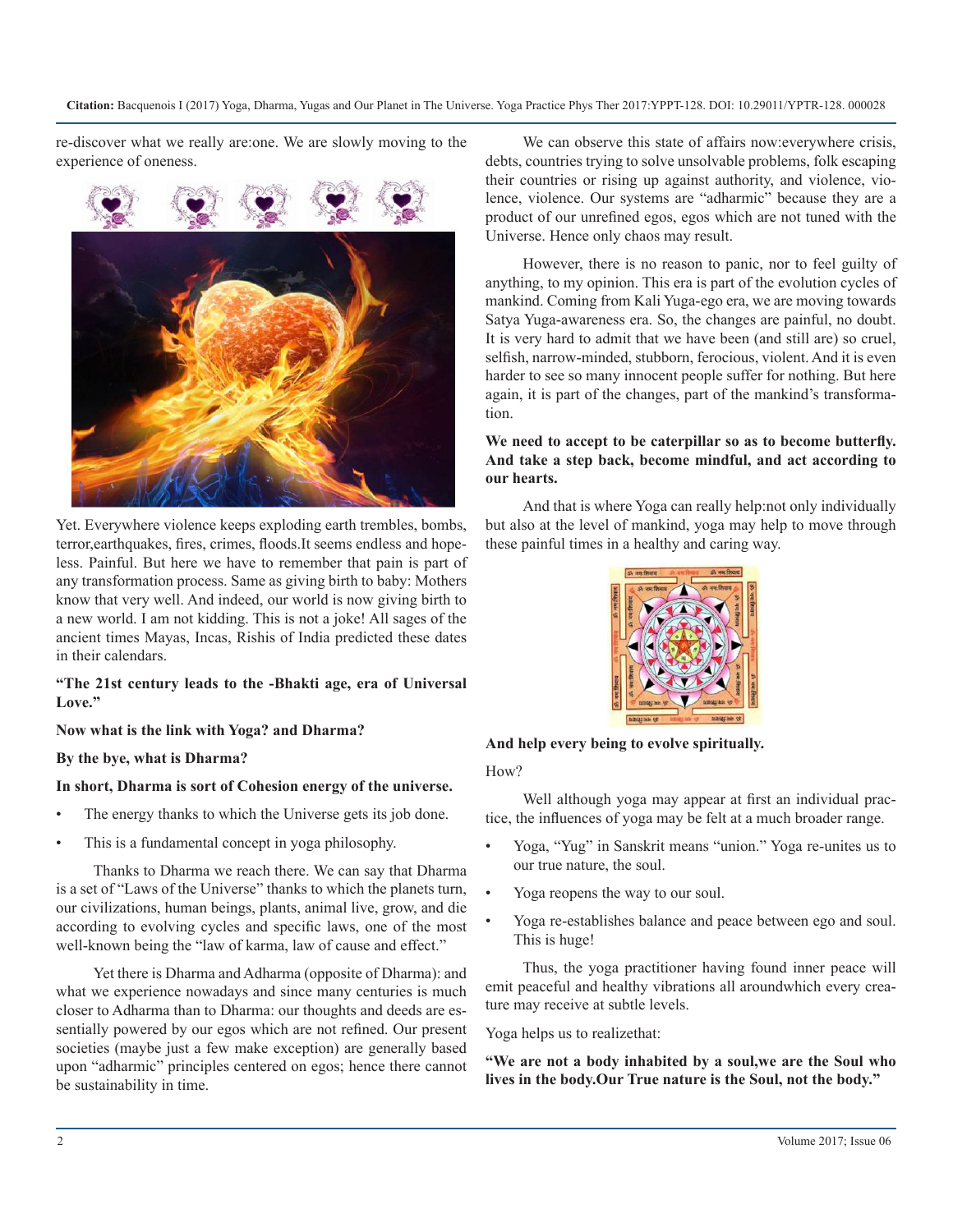re-discover what we really are:one. We are slowly moving to the experience of oneness.

Yet. Everywhere violence keeps exploding earth trembles, bombs, terror,earthquakes, fires, crimes, floods.It seems endless and hopeless. Painful. But here we have to remember that pain is part of any transformation process. Same as giving birth to baby: Mothers know that very well. And indeed, our world is now giving birth to a new world. I am not kidding. This is not a joke! All sages of the ancient times Mayas, Incas, Rishis of India predicted these dates in their calendars.

**"The 21st century leads to the -Bhakti age, era of Universal Love."**

**Now what is the link with Yoga? and Dharma?**

**By the bye, what is Dharma?**

**In short, Dharma is sort of Cohesion energy of the universe.**

- The energy thanks to which the Universe gets its job done.
- This is a fundamental concept in yoga philosophy.

Thanks to Dharma we reach there. We can say that Dharma is a set of "Laws of the Universe" thanks to which the planets turn, our civilizations, human beings, plants, animal live, grow, and die according to evolving cycles and specific laws, one of the most well-known being the "law of karma, law of cause and effect."

Yet there is Dharma and Adharma (opposite of Dharma): and what we experience nowadays and since many centuries is much closer to Adharma than to Dharma: our thoughts and deeds are essentially powered by our egos which are not refined. Our present societies (maybe just a few make exception) are generally based upon "adharmic" principles centered on egos; hence there cannot be sustainability in time.

We can observe this state of affairs now:everywhere crisis, debts, countries trying to solve unsolvable problems, folk escaping their countries or rising up against authority, and violence, violence, violence. Our systems are "adharmic" because they are a product of our unrefined egos, egos which are not tuned with the Universe. Hence only chaos may result.

However, there is no reason to panic, nor to feel guilty of anything, to my opinion. This era is part of the evolution cycles of mankind. Coming from Kali Yuga-ego era, we are moving towards Satya Yuga-awareness era. So, the changes are painful, no doubt. It is very hard to admit that we have been (and still are) so cruel, selfish, narrow-minded, stubborn, ferocious, violent. And it is even harder to see so many innocent people suffer for nothing. But here again, it is part of the changes, part of the mankind's transformation.

**We need to accept to be caterpillar so as to become butterfly. And take a step back, become mindful, and act according to our hearts.**

And that is where Yoga can really help:not only individually but also at the level of mankind, yoga may help to move through these painful times in a healthy and caring way.

**And help every being to evolve spiritually.**

How?

Well although yoga may appear at first an individual practice, the influences of yoga may be felt at a much broader range.

- Yoga, "Yug" in Sanskrit means "union." Yoga re-unites us to our true nature, the soul.
- Yoga reopens the way to our soul.
- Yoga re-establishes balance and peace between ego and soul. This is huge!

Thus, the yoga practitioner having found inner peace will emit peaceful and healthy vibrations all aroundwhich every creature may receive at subtle levels.

Yoga helps us to realizethat:

**"We are not a body inhabited by a soul,we are the Soul who lives in the body.Our True nature is the Soul, not the body."**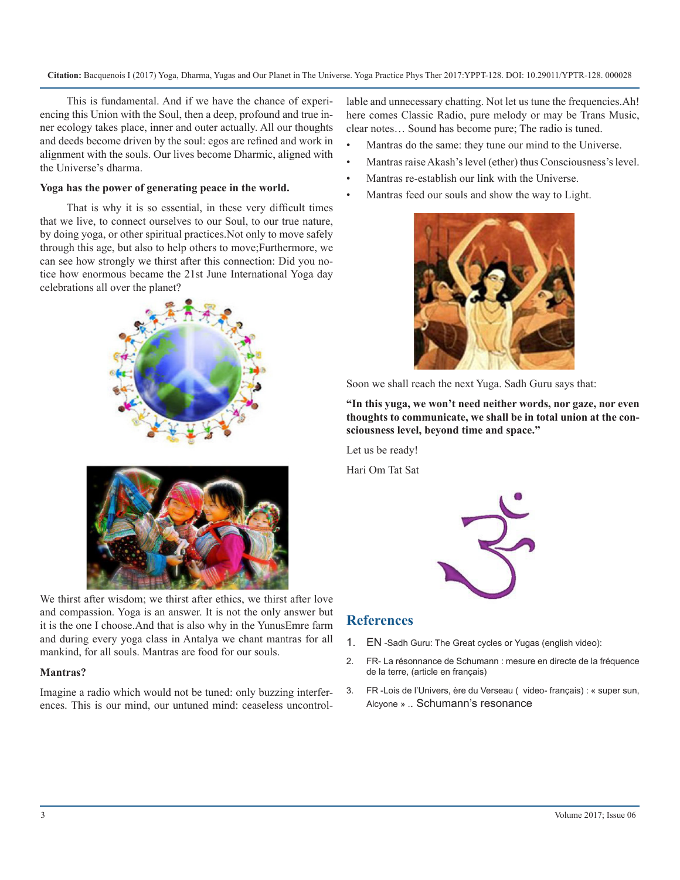This is fundamental. And if we have the chance of experiencing this Union with the Soul, then a deep, profound and true inner ecology takes place, inner and outer actually. All our thoughts and deeds become driven by the soul: egos are refined and work in alignment with the souls. Our lives become Dharmic, aligned with the Universe's dharma.

**Yoga has the power of generating peace in the world.**

That is why it is so essential, in these very difficult times that we live, to connect ourselves to our Soul, to our true nature, by doing yoga, or other spiritual practices.Not only to move safely through this age, but also to help others to move;Furthermore, we can see how strongly we thirst after this connection: Did you notice how enormous became the 21st June International Yoga day celebrations all over the planet?

We thirst after wisdom; we thirst after ethics, we thirst after love and compassion. Yoga is an answer. It is not the only answer but it is the one I choose.And that is also why in the YunusEmre farm and during every yoga class in Antalya we chant mantras for all mankind, for all souls. Mantras are food for our souls.

**Mantras?**

Imagine a radio which would not be tuned: only buzzing interferences. This is our mind, our untuned mind: ceaseless uncontrollable and unnecessary chatting. Not let us tune the frequencies.Ah! here comes Classic Radio, pure melody or may be Trans Music, clear notes… Sound has become pure; The radio is tuned.

- Mantras do the same: they tune our mind to the Universe.
- Mantras raise Akash's level (ether) thus Consciousness's level.
- Mantras re-establish our link with the Universe.
- Mantras feed our souls and show the way to Light.

Soon we shall reach the next Yuga. Sadh Guru says that:

**"In this yuga, we won't need neither words, nor gaze, nor even thoughts to communicate, we shall be in total union at the consciousness level, beyond time and space."**

Let us be ready!

Hari Om Tat Sat

## References

1. EN -Sadh Guru: The Great cycles or Yugas (english video):
2. FR- La résonnance de Schumann : mesure en directe de la fréquence de la terre, (article en français)
3. FR -Lois de l'Univers, ère du Verseau ( video- français) : « super sun, Alcyone » .. Schumann's resonance